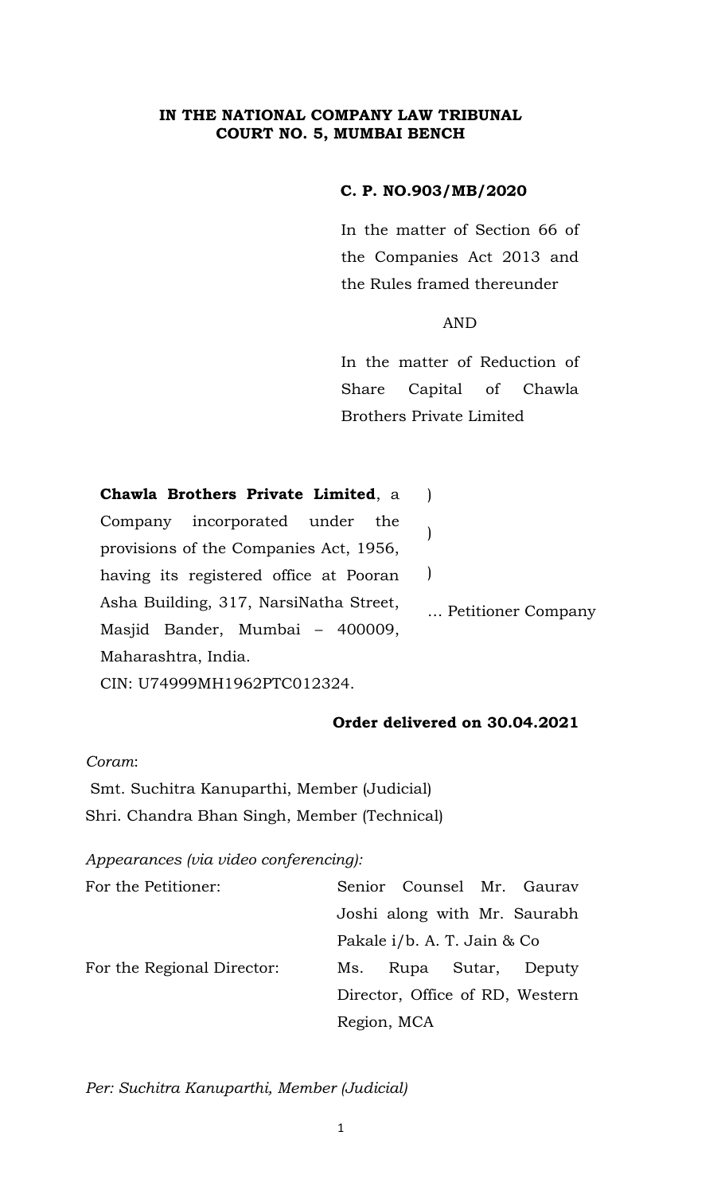**IN THE NATIONAL COMPANY LAW TRIBUNAL**
**COURT NO. 5, MUMBAI BENCH**

**C. P. NO.903/MB/2020**

In the matter of Section 66 of the Companies Act 2013 and the Rules framed thereunder

AND

In the matter of Reduction of Share Capital of Chawla Brothers Private Limited

**Chawla Brothers Private Limited**, a Company incorporated under the provisions of the Companies Act, 1956, having its registered office at Pooran Asha Building, 317, NarsiNatha Street, Masjid Bander, Mumbai – 400009, Maharashtra, India.
CIN: U74999MH1962PTC012324.
) ) ) … Petitioner Company

**Order delivered on 30.04.2021**

*Coram*:
Smt. Suchitra Kanuparthi, Member (Judicial)
Shri. Chandra Bhan Singh, Member (Technical)

*Appearances (via video conferencing):*

| | |
|---|---|
| For the Petitioner: | Senior Counsel Mr. Gaurav Joshi along with Mr. Saurabh Pakale i/b. A. T. Jain & Co |
| For the Regional Director: | Ms. Rupa Sutar, Deputy Director, Office of RD, Western Region, MCA |

*Per: Suchitra Kanuparthi, Member (Judicial)*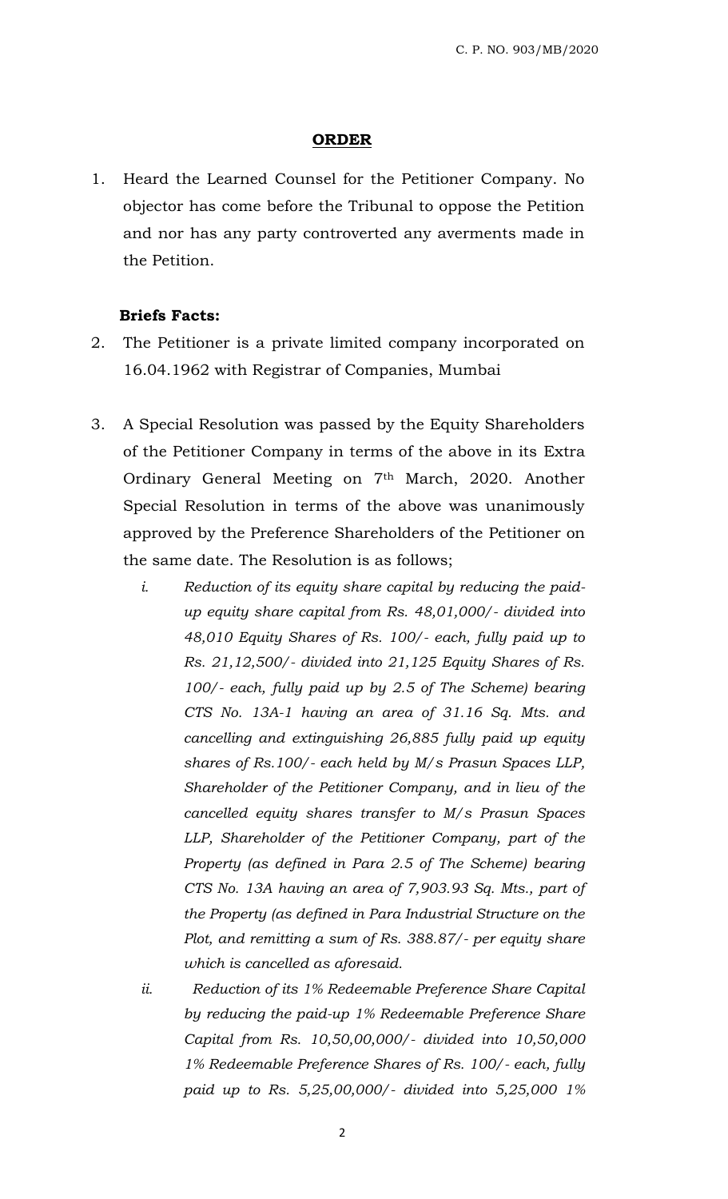## ORDER

1. Heard the Learned Counsel for the Petitioner Company. No objector has come before the Tribunal to oppose the Petition and nor has any party controverted any averments made in the Petition.

**Briefs Facts:**

2. The Petitioner is a private limited company incorporated on 16.04.1962 with Registrar of Companies, Mumbai

3. A Special Resolution was passed by the Equity Shareholders of the Petitioner Company in terms of the above in its Extra Ordinary General Meeting on 7th March, 2020. Another Special Resolution in terms of the above was unanimously approved by the Preference Shareholders of the Petitioner on the same date. The Resolution is as follows;

   i. *Reduction of its equity share capital by reducing the paid-up equity share capital from Rs. 48,01,000/- divided into 48,010 Equity Shares of Rs. 100/- each, fully paid up to Rs. 21,12,500/- divided into 21,125 Equity Shares of Rs. 100/- each, fully paid up by 2.5 of The Scheme) bearing CTS No. 13A-1 having an area of 31.16 Sq. Mts. and cancelling and extinguishing 26,885 fully paid up equity shares of Rs.100/- each held by M/s Prasun Spaces LLP, Shareholder of the Petitioner Company, and in lieu of the cancelled equity shares transfer to M/s Prasun Spaces LLP, Shareholder of the Petitioner Company, part of the Property (as defined in Para 2.5 of The Scheme) bearing CTS No. 13A having an area of 7,903.93 Sq. Mts., part of the Property (as defined in Para Industrial Structure on the Plot, and remitting a sum of Rs. 388.87/- per equity share which is cancelled as aforesaid.*

   ii. *Reduction of its 1% Redeemable Preference Share Capital by reducing the paid-up 1% Redeemable Preference Share Capital from Rs. 10,50,00,000/- divided into 10,50,000 1% Redeemable Preference Shares of Rs. 100/- each, fully paid up to Rs. 5,25,00,000/- divided into 5,25,000 1%*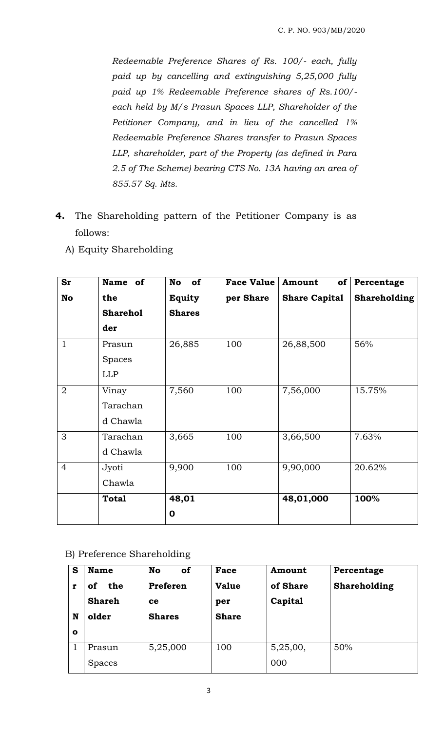*Redeemable Preference Shares of Rs. 100/- each, fully paid up by cancelling and extinguishing 5,25,000 fully paid up 1% Redeemable Preference shares of Rs.100/- each held by M/s Prasun Spaces LLP, Shareholder of the Petitioner Company, and in lieu of the cancelled 1% Redeemable Preference Shares transfer to Prasun Spaces LLP, shareholder, part of the Property (as defined in Para 2.5 of The Scheme) bearing CTS No. 13A having an area of 855.57 Sq. Mts.*

**4.** The Shareholding pattern of the Petitioner Company is as follows:

A) Equity Shareholding

| **Sr No** | **Name of the Shareholder** | **No of Equity Shares** | **Face Value per Share** | **Amount of Share Capital** | **Percentage Shareholding** |
|---|---|---|---|---|---|
| 1 | Prasun Spaces LLP | 26,885 | 100 | 26,88,500 | 56% |
| 2 | Vinay Tarachand Chawla | 7,560 | 100 | 7,56,000 | 15.75% |
| 3 | Tarachand Chawla | 3,665 | 100 | 3,66,500 | 7.63% |
| 4 | Jyoti Chawla | 9,900 | 100 | 9,90,000 | 20.62% |
| | **Total** | **48,010** | | **48,01,000** | **100%** |

B) Preference Shareholding

| **Sr No** | **Name of the Shareholder** | **No of Preference Shares** | **Face Value per Share** | **Amount of Share Capital** | **Percentage Shareholding** |
|---|---|---|---|---|---|
| 1 | Prasun Spaces | 5,25,000 | 100 | 5,25,00,000 | 50% |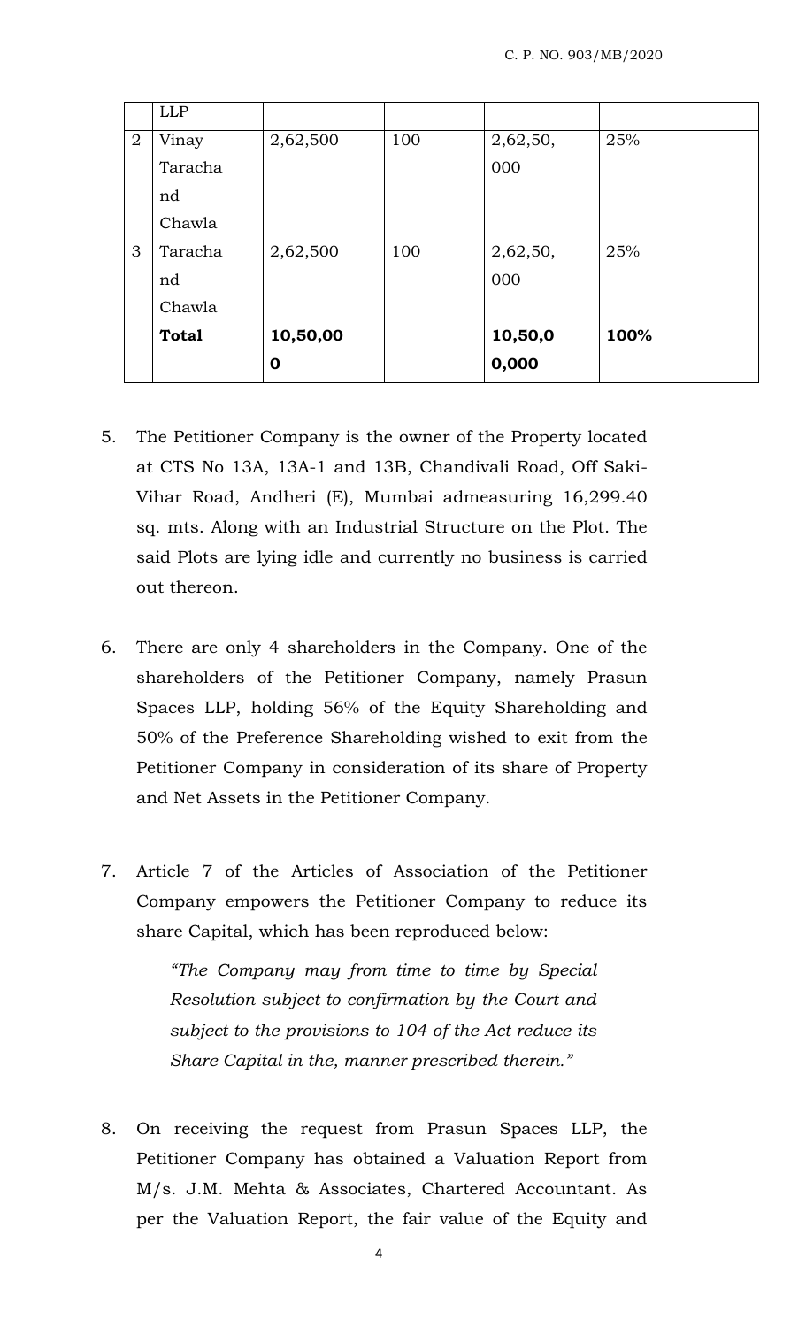| | | | | | |
|---|---|---|---|---|---|
| | LLP | | | | |
| 2 | Vinay Tarachand Chawla | 2,62,500 | 100 | 2,62,50,000 | 25% |
| 3 | Tarachand Chawla | 2,62,500 | 100 | 2,62,50,000 | 25% |
| | **Total** | **10,50,000** | | **10,50,00,000** | **100%** |

5. The Petitioner Company is the owner of the Property located at CTS No 13A, 13A-1 and 13B, Chandivali Road, Off Saki-Vihar Road, Andheri (E), Mumbai admeasuring 16,299.40 sq. mts. Along with an Industrial Structure on the Plot. The said Plots are lying idle and currently no business is carried out thereon.

6. There are only 4 shareholders in the Company. One of the shareholders of the Petitioner Company, namely Prasun Spaces LLP, holding 56% of the Equity Shareholding and 50% of the Preference Shareholding wished to exit from the Petitioner Company in consideration of its share of Property and Net Assets in the Petitioner Company.

7. Article 7 of the Articles of Association of the Petitioner Company empowers the Petitioner Company to reduce its share Capital, which has been reproduced below:

   *"The Company may from time to time by Special Resolution subject to confirmation by the Court and subject to the provisions to 104 of the Act reduce its Share Capital in the, manner prescribed therein."*

8. On receiving the request from Prasun Spaces LLP, the Petitioner Company has obtained a Valuation Report from M/s. J.M. Mehta & Associates, Chartered Accountant. As per the Valuation Report, the fair value of the Equity and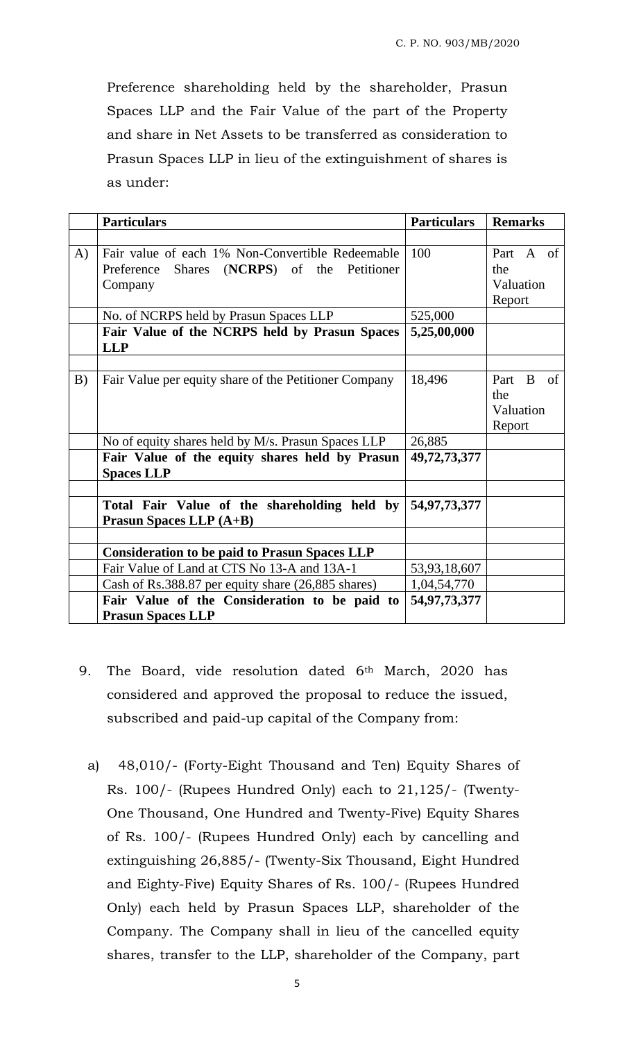Preference shareholding held by the shareholder, Prasun Spaces LLP and the Fair Value of the part of the Property and share in Net Assets to be transferred as consideration to Prasun Spaces LLP in lieu of the extinguishment of shares is as under:

| | Particulars | Particulars | Remarks |
|---|---|---|---|
| | | | |
| A) | Fair value of each 1% Non-Convertible Redeemable Preference Shares (**NCRPS**) of the Petitioner Company | 100 | Part A of the Valuation Report |
| | No. of NCRPS held by Prasun Spaces LLP | 525,000 | |
| | **Fair Value of the NCRPS held by Prasun Spaces LLP** | **5,25,00,000** | |
| | | | |
| B) | Fair Value per equity share of the Petitioner Company | 18,496 | Part B of the Valuation Report |
| | No of equity shares held by M/s. Prasun Spaces LLP | 26,885 | |
| | **Fair Value of the equity shares held by Prasun Spaces LLP** | **49,72,73,377** | |
| | | | |
| | **Total Fair Value of the shareholding held by Prasun Spaces LLP (A+B)** | **54,97,73,377** | |
| | | | |
| | **Consideration to be paid to Prasun Spaces LLP** | | |
| | Fair Value of Land at CTS No 13-A and 13A-1 | 53,93,18,607 | |
| | Cash of Rs.388.87 per equity share (26,885 shares) | 1,04,54,770 | |
| | **Fair Value of the Consideration to be paid to Prasun Spaces LLP** | **54,97,73,377** | |

9. The Board, vide resolution dated 6th March, 2020 has considered and approved the proposal to reduce the issued, subscribed and paid-up capital of the Company from:

   a) 48,010/- (Forty-Eight Thousand and Ten) Equity Shares of Rs. 100/- (Rupees Hundred Only) each to 21,125/- (Twenty-One Thousand, One Hundred and Twenty-Five) Equity Shares of Rs. 100/- (Rupees Hundred Only) each by cancelling and extinguishing 26,885/- (Twenty-Six Thousand, Eight Hundred and Eighty-Five) Equity Shares of Rs. 100/- (Rupees Hundred Only) each held by Prasun Spaces LLP, shareholder of the Company. The Company shall in lieu of the cancelled equity shares, transfer to the LLP, shareholder of the Company, part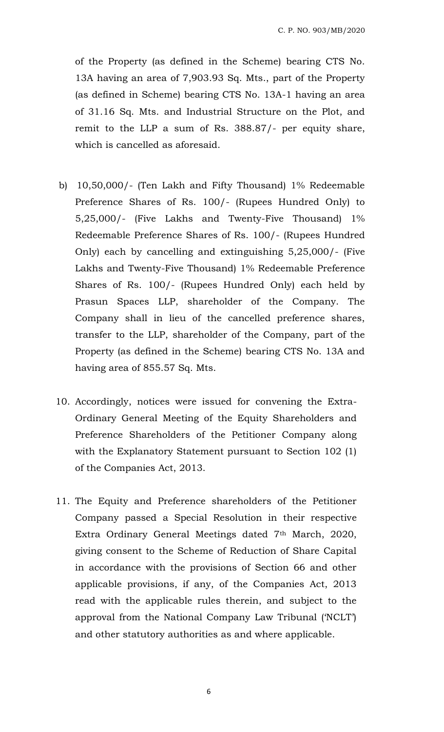of the Property (as defined in the Scheme) bearing CTS No. 13A having an area of 7,903.93 Sq. Mts., part of the Property (as defined in Scheme) bearing CTS No. 13A-1 having an area of 31.16 Sq. Mts. and Industrial Structure on the Plot, and remit to the LLP a sum of Rs. 388.87/- per equity share, which is cancelled as aforesaid.

b) 10,50,000/- (Ten Lakh and Fifty Thousand) 1% Redeemable Preference Shares of Rs. 100/- (Rupees Hundred Only) to 5,25,000/- (Five Lakhs and Twenty-Five Thousand) 1% Redeemable Preference Shares of Rs. 100/- (Rupees Hundred Only) each by cancelling and extinguishing 5,25,000/- (Five Lakhs and Twenty-Five Thousand) 1% Redeemable Preference Shares of Rs. 100/- (Rupees Hundred Only) each held by Prasun Spaces LLP, shareholder of the Company. The Company shall in lieu of the cancelled preference shares, transfer to the LLP, shareholder of the Company, part of the Property (as defined in the Scheme) bearing CTS No. 13A and having area of 855.57 Sq. Mts.

10. Accordingly, notices were issued for convening the Extra-Ordinary General Meeting of the Equity Shareholders and Preference Shareholders of the Petitioner Company along with the Explanatory Statement pursuant to Section 102 (1) of the Companies Act, 2013.

11. The Equity and Preference shareholders of the Petitioner Company passed a Special Resolution in their respective Extra Ordinary General Meetings dated 7th March, 2020, giving consent to the Scheme of Reduction of Share Capital in accordance with the provisions of Section 66 and other applicable provisions, if any, of the Companies Act, 2013 read with the applicable rules therein, and subject to the approval from the National Company Law Tribunal ('NCLT') and other statutory authorities as and where applicable.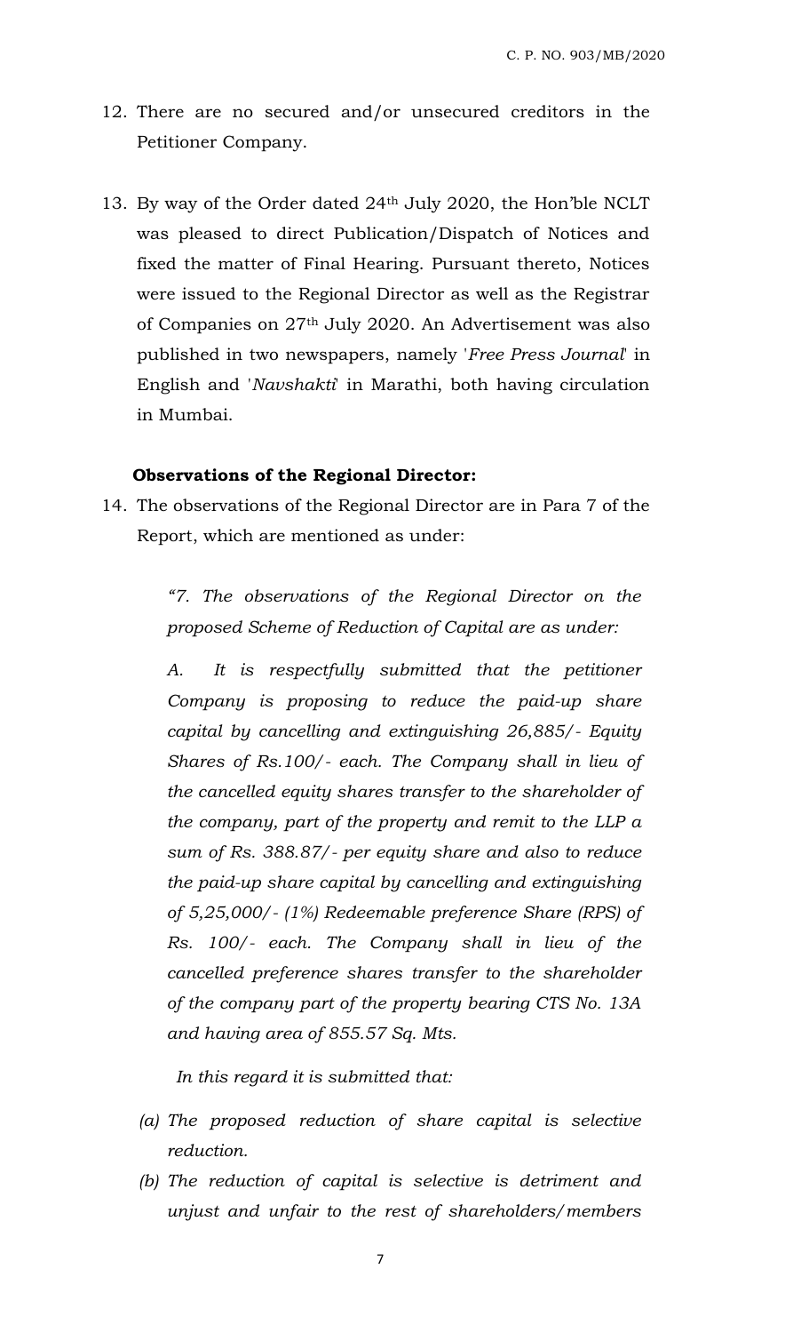12. There are no secured and/or unsecured creditors in the Petitioner Company.

13. By way of the Order dated 24th July 2020, the Hon'ble NCLT was pleased to direct Publication/Dispatch of Notices and fixed the matter of Final Hearing. Pursuant thereto, Notices were issued to the Regional Director as well as the Registrar of Companies on 27th July 2020. An Advertisement was also published in two newspapers, namely '*Free Press Journal*' in English and '*Navshakti*' in Marathi, both having circulation in Mumbai.

**Observations of the Regional Director:**

14. The observations of the Regional Director are in Para 7 of the Report, which are mentioned as under:

*"7. The observations of the Regional Director on the proposed Scheme of Reduction of Capital are as under:*

*A. It is respectfully submitted that the petitioner Company is proposing to reduce the paid-up share capital by cancelling and extinguishing 26,885/- Equity Shares of Rs.100/- each. The Company shall in lieu of the cancelled equity shares transfer to the shareholder of the company, part of the property and remit to the LLP a sum of Rs. 388.87/- per equity share and also to reduce the paid-up share capital by cancelling and extinguishing of 5,25,000/- (1%) Redeemable preference Share (RPS) of Rs. 100/- each. The Company shall in lieu of the cancelled preference shares transfer to the shareholder of the company part of the property bearing CTS No. 13A and having area of 855.57 Sq. Mts.*

*In this regard it is submitted that:*

*(a) The proposed reduction of share capital is selective reduction.*

*(b) The reduction of capital is selective is detriment and unjust and unfair to the rest of shareholders/members*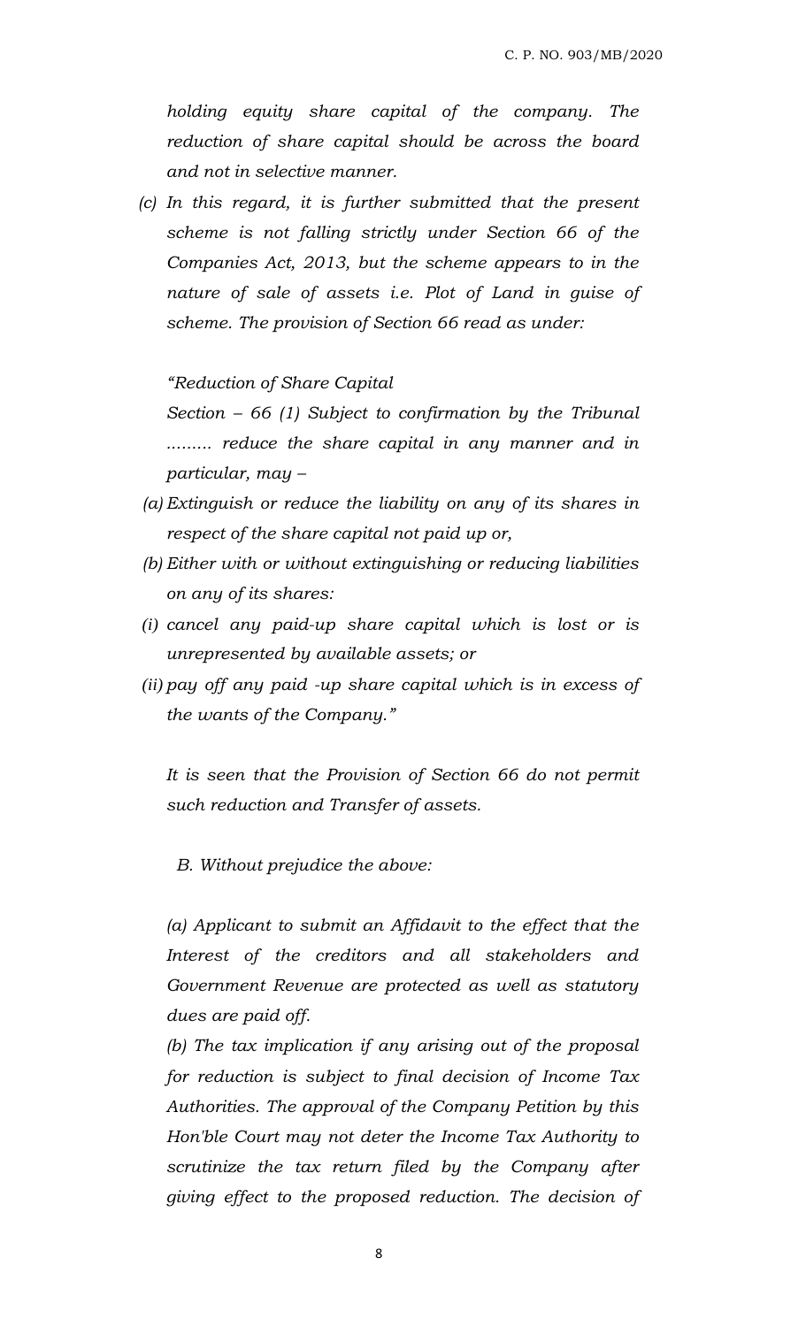*holding equity share capital of the company. The reduction of share capital should be across the board and not in selective manner.*

*(c) In this regard, it is further submitted that the present scheme is not falling strictly under Section 66 of the Companies Act, 2013, but the scheme appears to in the nature of sale of assets i.e. Plot of Land in guise of scheme. The provision of Section 66 read as under:*

*"Reduction of Share Capital*

*Section – 66 (1) Subject to confirmation by the Tribunal ……… reduce the share capital in any manner and in particular, may –*

*(a) Extinguish or reduce the liability on any of its shares in respect of the share capital not paid up or,*

*(b) Either with or without extinguishing or reducing liabilities on any of its shares:*

*(i) cancel any paid-up share capital which is lost or is unrepresented by available assets; or*

*(ii) pay off any paid -up share capital which is in excess of the wants of the Company."*

*It is seen that the Provision of Section 66 do not permit such reduction and Transfer of assets.*

*B. Without prejudice the above:*

*(a) Applicant to submit an Affidavit to the effect that the Interest of the creditors and all stakeholders and Government Revenue are protected as well as statutory dues are paid off.*

*(b) The tax implication if any arising out of the proposal for reduction is subject to final decision of Income Tax Authorities. The approval of the Company Petition by this Hon'ble Court may not deter the Income Tax Authority to scrutinize the tax return filed by the Company after giving effect to the proposed reduction. The decision of*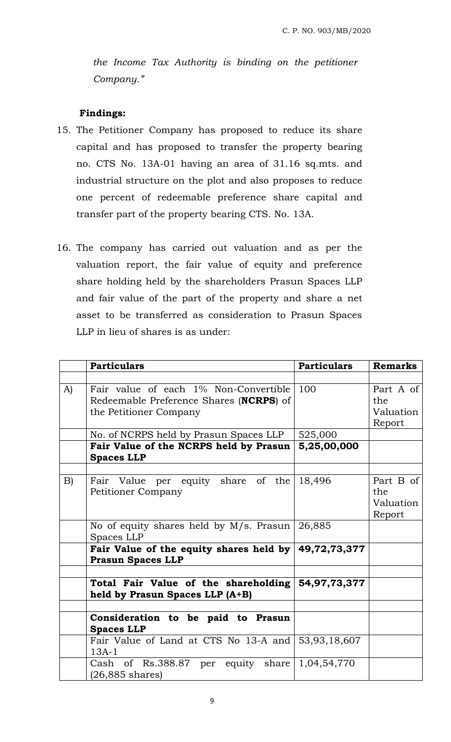*the Income Tax Authority is binding on the petitioner Company."*

**Findings:**

15. The Petitioner Company has proposed to reduce its share capital and has proposed to transfer the property bearing no. CTS No. 13A-01 having an area of 31.16 sq.mts. and industrial structure on the plot and also proposes to reduce one percent of redeemable preference share capital and transfer part of the property bearing CTS. No. 13A.

16. The company has carried out valuation and as per the valuation report, the fair value of equity and preference share holding held by the shareholders Prasun Spaces LLP and fair value of the part of the property and share a net asset to be transferred as consideration to Prasun Spaces LLP in lieu of shares is as under:

| | **Particulars** | **Particulars** | **Remarks** |
|---|---|---|---|
| | | | |
| A) | Fair value of each 1% Non-Convertible Redeemable Preference Shares (**NCRPS**) of the Petitioner Company | 100 | Part A of the Valuation Report |
| | No. of NCRPS held by Prasun Spaces LLP | 525,000 | |
| | **Fair Value of the NCRPS held by Prasun Spaces LLP** | **5,25,00,000** | |
| | | | |
| B) | Fair Value per equity share of the Petitioner Company | 18,496 | Part B of the Valuation Report |
| | No of equity shares held by M/s. Prasun Spaces LLP | 26,885 | |
| | **Fair Value of the equity shares held by Prasun Spaces LLP** | **49,72,73,377** | |
| | | | |
| | **Total Fair Value of the shareholding held by Prasun Spaces LLP (A+B)** | **54,97,73,377** | |
| | | | |
| | **Consideration to be paid to Prasun Spaces LLP** | | |
| | Fair Value of Land at CTS No 13-A and 13A-1 | 53,93,18,607 | |
| | Cash of Rs.388.87 per equity share (26,885 shares) | 1,04,54,770 | |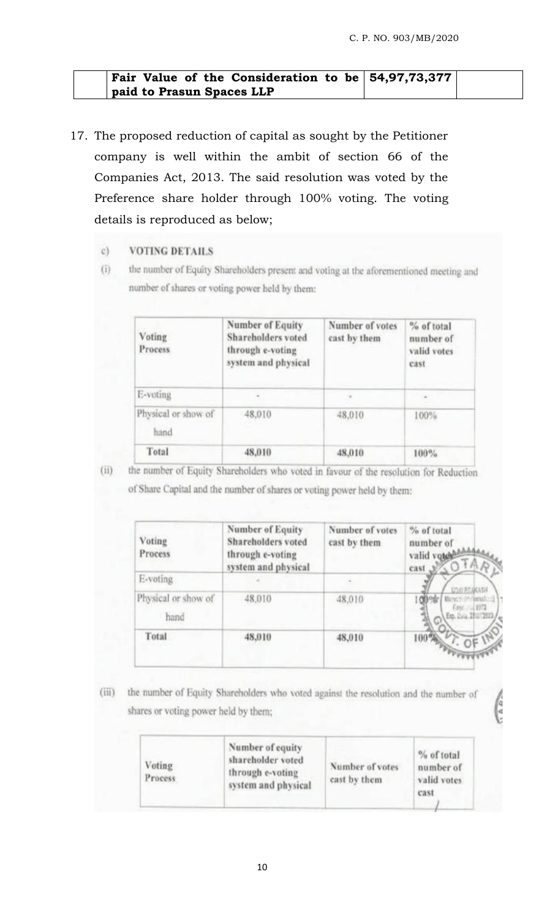| | Fair Value of the Consideration to be paid to Prasun Spaces LLP | 54,97,73,377 | |
|---|---|---|---|

17. The proposed reduction of capital as sought by the Petitioner company is well within the ambit of section 66 of the Companies Act, 2013. The said resolution was voted by the Preference share holder through 100% voting. The voting details is reproduced as below;

c) **VOTING DETAILS**

(i) the number of Equity Shareholders present and voting at the aforementioned meeting and number of shares or voting power held by them:

| Voting Process | Number of Equity Shareholders voted through e-voting system and physical | Number of votes cast by them | % of total number of valid votes cast |
|---|---|---|---|
| E-voting | - | - | - |
| Physical or show of hand | 48,010 | 48,010 | 100% |
| Total | 48,010 | 48,010 | 100% |

(ii) the number of Equity Shareholders who voted in favour of the resolution for Reduction of Share Capital and the number of shares or voting power held by them:

| Voting Process | Number of Equity Shareholders voted through e-voting system and physical | Number of votes cast by them | % of total number of valid votes cast |
|---|---|---|---|
| E-voting | - | - | |
| Physical or show of hand | 48,010 | 48,010 | 100% |
| Total | 48,010 | 48,010 | 100% |

(iii) the number of Equity Shareholders who voted against the resolution and the number of shares or voting power held by them;

| Voting Process | Number of equity shareholder voted through e-voting system and physical | Number of votes cast by them | % of total number of valid votes cast |
|---|---|---|---|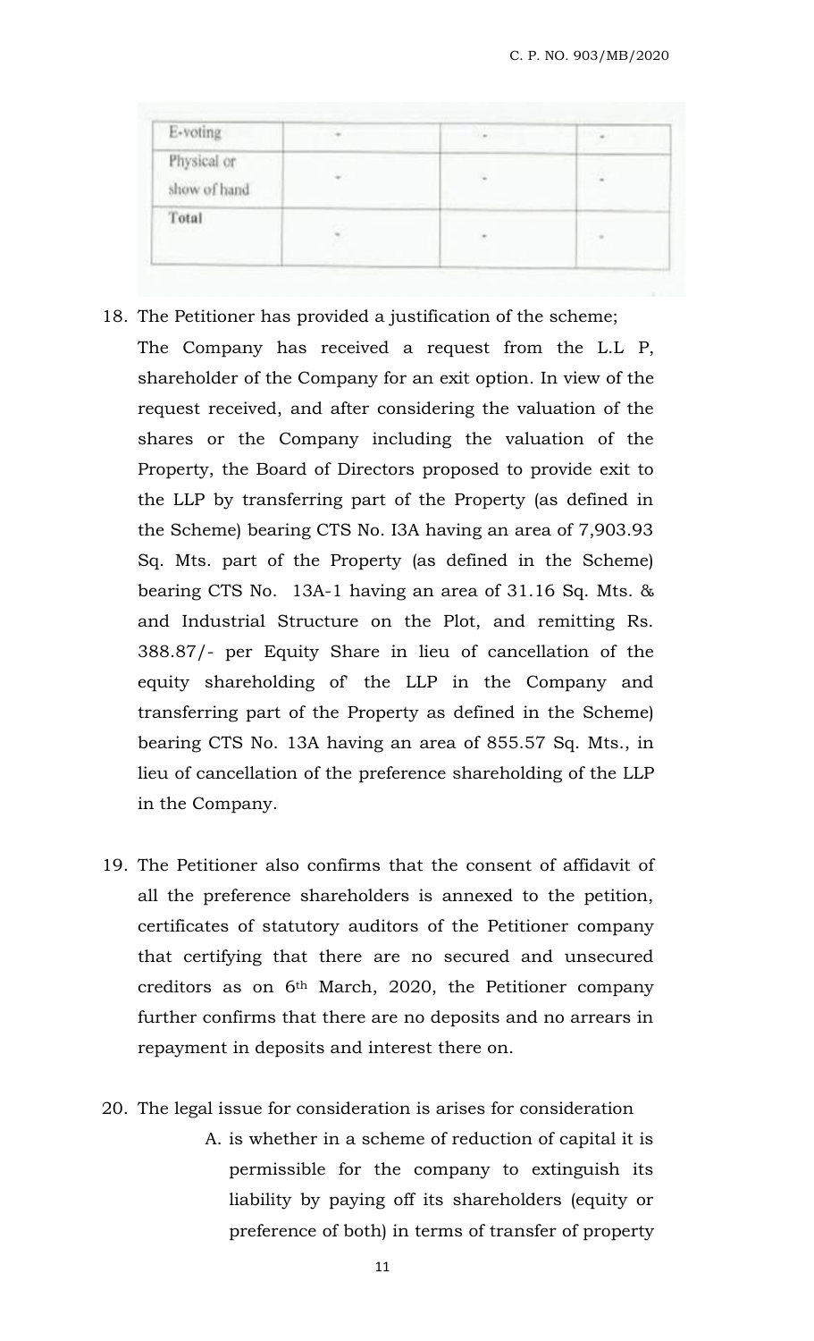| | | | |
|---|---|---|---|
| E-voting | - | - | - |
| Physical or show of hand | - | - | - |
| Total | - | - | - |

18. The Petitioner has provided a justification of the scheme;

    The Company has received a request from the L.L P, shareholder of the Company for an exit option. In view of the request received, and after considering the valuation of the shares or the Company including the valuation of the Property, the Board of Directors proposed to provide exit to the LLP by transferring part of the Property (as defined in the Scheme) bearing CTS No. I3A having an area of 7,903.93 Sq. Mts. part of the Property (as defined in the Scheme) bearing CTS No. 13A-1 having an area of 31.16 Sq. Mts. & and Industrial Structure on the Plot, and remitting Rs. 388.87/- per Equity Share in lieu of cancellation of the equity shareholding of' the LLP in the Company and transferring part of the Property as defined in the Scheme) bearing CTS No. 13A having an area of 855.57 Sq. Mts., in lieu of cancellation of the preference shareholding of the LLP in the Company.

19. The Petitioner also confirms that the consent of affidavit of all the preference shareholders is annexed to the petition, certificates of statutory auditors of the Petitioner company that certifying that there are no secured and unsecured creditors as on 6th March, 2020, the Petitioner company further confirms that there are no deposits and no arrears in repayment in deposits and interest there on.

20. The legal issue for consideration is arises for consideration

    A. is whether in a scheme of reduction of capital it is permissible for the company to extinguish its liability by paying off its shareholders (equity or preference of both) in terms of transfer of property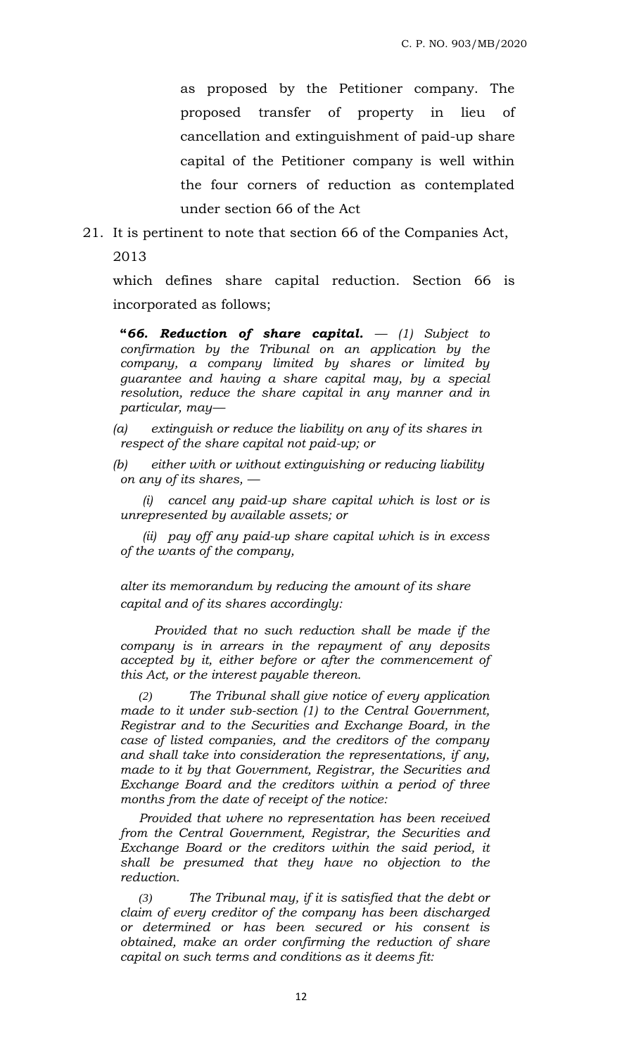as proposed by the Petitioner company. The proposed transfer of property in lieu of cancellation and extinguishment of paid-up share capital of the Petitioner company is well within the four corners of reduction as contemplated under section 66 of the Act

21. It is pertinent to note that section 66 of the Companies Act, 2013

which defines share capital reduction. Section 66 is incorporated as follows;

> **"*66. Reduction of share capital.*** *— (1) Subject to confirmation by the Tribunal on an application by the company, a company limited by shares or limited by guarantee and having a share capital may, by a special resolution, reduce the share capital in any manner and in particular, may—*
>
> *(a) extinguish or reduce the liability on any of its shares in respect of the share capital not paid-up; or*
>
> *(b) either with or without extinguishing or reducing liability on any of its shares, —*
>
> *(i) cancel any paid-up share capital which is lost or is unrepresented by available assets; or*
>
> *(ii) pay off any paid-up share capital which is in excess of the wants of the company,*
>
> *alter its memorandum by reducing the amount of its share capital and of its shares accordingly:*
>
> *Provided that no such reduction shall be made if the company is in arrears in the repayment of any deposits accepted by it, either before or after the commencement of this Act, or the interest payable thereon.*
>
> *(2) The Tribunal shall give notice of every application made to it under sub-section (1) to the Central Government, Registrar and to the Securities and Exchange Board, in the case of listed companies, and the creditors of the company and shall take into consideration the representations, if any, made to it by that Government, Registrar, the Securities and Exchange Board and the creditors within a period of three months from the date of receipt of the notice:*
>
> *Provided that where no representation has been received from the Central Government, Registrar, the Securities and Exchange Board or the creditors within the said period, it shall be presumed that they have no objection to the reduction.*
>
> *(3) The Tribunal may, if it is satisfied that the debt or claim of every creditor of the company has been discharged or determined or has been secured or his consent is obtained, make an order confirming the reduction of share capital on such terms and conditions as it deems fit:*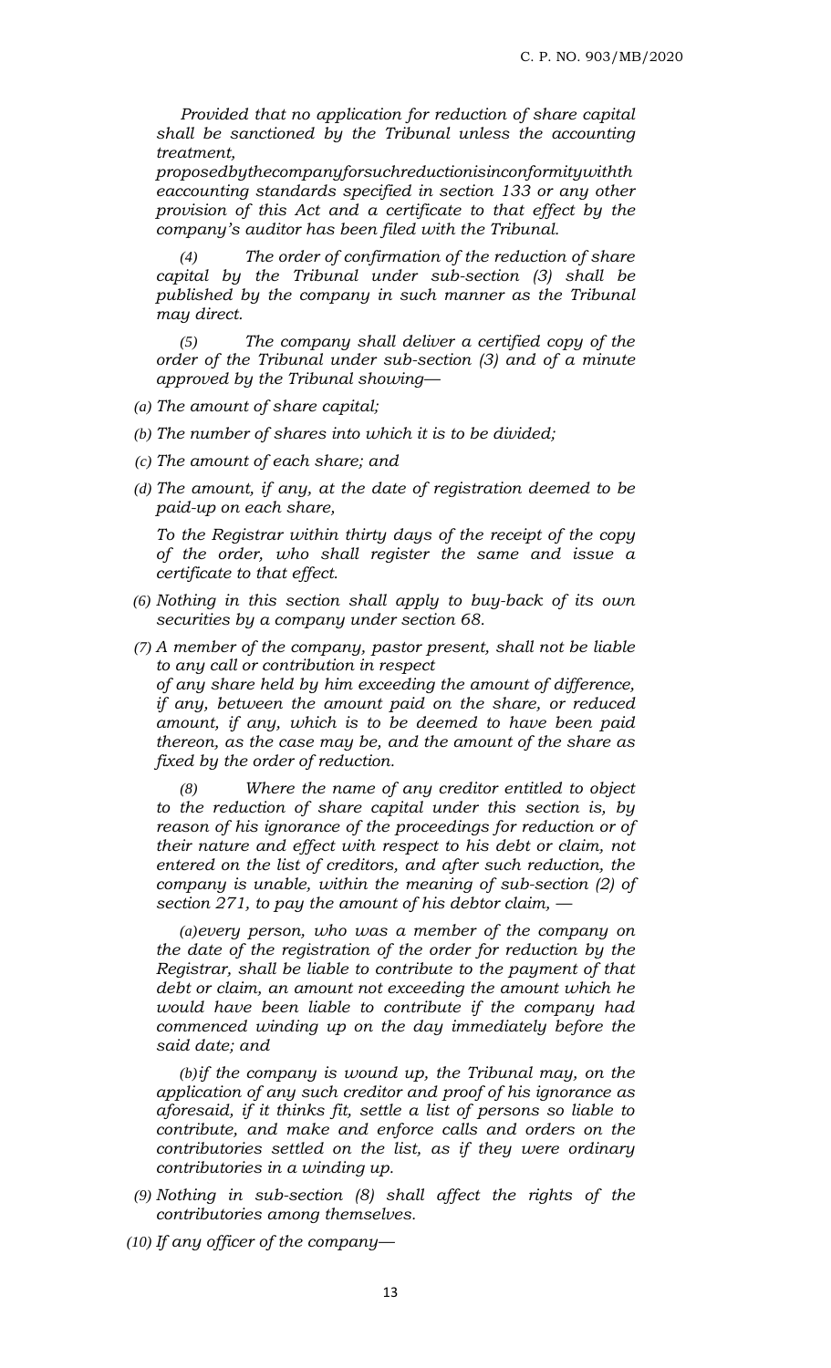*Provided that no application for reduction of share capital shall be sanctioned by the Tribunal unless the accounting treatment, proposedbythecompanyforsuchreductionisinconformitywiththeaccounting standards specified in section 133 or any other provision of this Act and a certificate to that effect by the company's auditor has been filed with the Tribunal.*

*(4) The order of confirmation of the reduction of share capital by the Tribunal under sub-section (3) shall be published by the company in such manner as the Tribunal may direct.*

*(5) The company shall deliver a certified copy of the order of the Tribunal under sub-section (3) and of a minute approved by the Tribunal showing—*

*(a) The amount of share capital;*

*(b) The number of shares into which it is to be divided;*

*(c) The amount of each share; and*

*(d) The amount, if any, at the date of registration deemed to be paid-up on each share,*

*To the Registrar within thirty days of the receipt of the copy of the order, who shall register the same and issue a certificate to that effect.*

*(6) Nothing in this section shall apply to buy-back of its own securities by a company under section 68.*

*(7) A member of the company, pastor present, shall not be liable to any call or contribution in respect of any share held by him exceeding the amount of difference, if any, between the amount paid on the share, or reduced amount, if any, which is to be deemed to have been paid thereon, as the case may be, and the amount of the share as fixed by the order of reduction.*

*(8) Where the name of any creditor entitled to object to the reduction of share capital under this section is, by reason of his ignorance of the proceedings for reduction or of their nature and effect with respect to his debt or claim, not entered on the list of creditors, and after such reduction, the company is unable, within the meaning of sub-section (2) of section 271, to pay the amount of his debtor claim, —*

*(a)every person, who was a member of the company on the date of the registration of the order for reduction by the Registrar, shall be liable to contribute to the payment of that debt or claim, an amount not exceeding the amount which he would have been liable to contribute if the company had commenced winding up on the day immediately before the said date; and*

*(b)if the company is wound up, the Tribunal may, on the application of any such creditor and proof of his ignorance as aforesaid, if it thinks fit, settle a list of persons so liable to contribute, and make and enforce calls and orders on the contributories settled on the list, as if they were ordinary contributories in a winding up.*

*(9) Nothing in sub-section (8) shall affect the rights of the contributories among themselves.*

*(10) If any officer of the company—*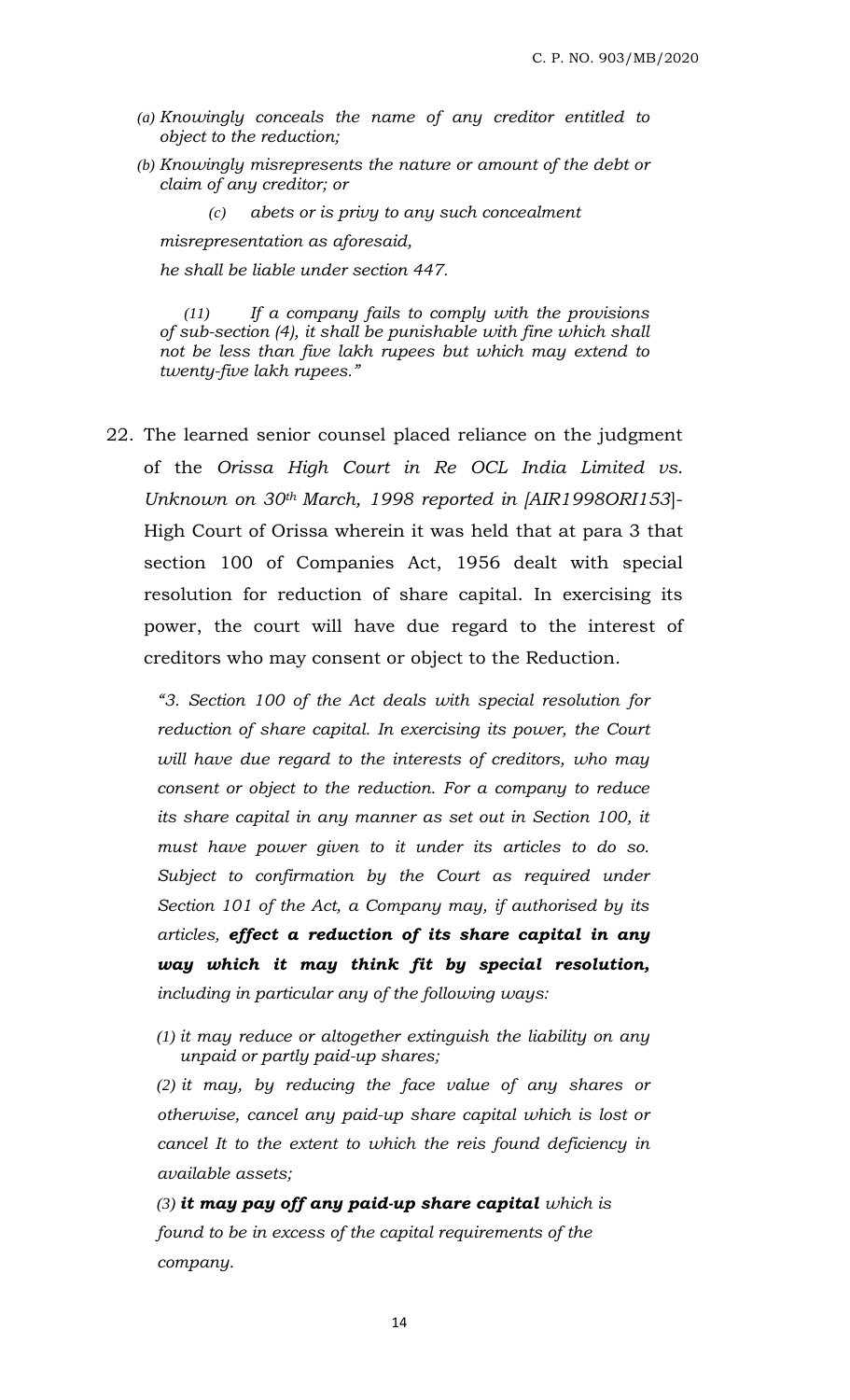*(a) Knowingly conceals the name of any creditor entitled to object to the reduction;*

*(b) Knowingly misrepresents the nature or amount of the debt or claim of any creditor; or*

*(c) abets or is privy to any such concealment misrepresentation as aforesaid,*

*he shall be liable under section 447.*

*(11) If a company fails to comply with the provisions of sub-section (4), it shall be punishable with fine which shall not be less than five lakh rupees but which may extend to twenty-five lakh rupees."*

22. The learned senior counsel placed reliance on the judgment of the *Orissa High Court in Re OCL India Limited vs. Unknown on 30th March, 1998 reported in [AIR1998ORI153]*- High Court of Orissa wherein it was held that at para 3 that section 100 of Companies Act, 1956 dealt with special resolution for reduction of share capital. In exercising its power, the court will have due regard to the interest of creditors who may consent or object to the Reduction.

*"3. Section 100 of the Act deals with special resolution for reduction of share capital. In exercising its power, the Court will have due regard to the interests of creditors, who may consent or object to the reduction. For a company to reduce its share capital in any manner as set out in Section 100, it must have power given to it under its articles to do so. Subject to confirmation by the Court as required under Section 101 of the Act, a Company may, if authorised by its articles, **effect a reduction of its share capital in any way which it may think fit by special resolution,** including in particular any of the following ways:*

*(1) it may reduce or altogether extinguish the liability on any unpaid or partly paid-up shares;*

*(2) it may, by reducing the face value of any shares or otherwise, cancel any paid-up share capital which is lost or cancel It to the extent to which the reis found deficiency in available assets;*

*(3) **it may pay off any paid-up share capital** which is found to be in excess of the capital requirements of the company.*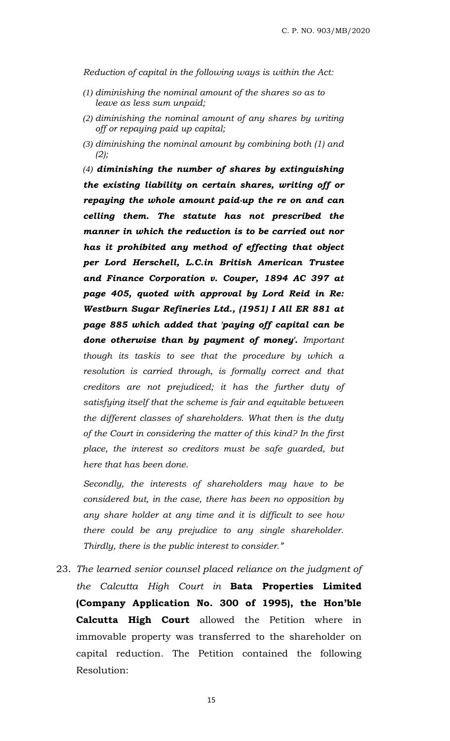*Reduction of capital in the following ways is within the Act:*

*(1) diminishing the nominal amount of the shares so as to leave as less sum unpaid;*

*(2) diminishing the nominal amount of any shares by writing off or repaying paid up capital;*

*(3) diminishing the nominal amount by combining both (1) and (2);*

*(4)* ***diminishing the number of shares by extinguishing the existing liability on certain shares, writing off or repaying the whole amount paid-up the re on and can celling them. The statute has not prescribed the manner in which the reduction is to be carried out nor has it prohibited any method of effecting that object per Lord Herschell, L.C.in British American Trustee and Finance Corporation v. Couper, 1894 AC 397 at page 405, quoted with approval by Lord Reid in Re: Westburn Sugar Refineries Ltd., (1951) I All ER 881 at page 885 which added that 'paying off capital can be done otherwise than by payment of money'.*** *Important though its taskis to see that the procedure by which a resolution is carried through, is formally correct and that creditors are not prejudiced; it has the further duty of satisfying itself that the scheme is fair and equitable between the different classes of shareholders. What then is the duty of the Court in considering the matter of this kind? In the first place, the interest so creditors must be safe guarded, but here that has been done.*

*Secondly, the interests of shareholders may have to be considered but, in the case, there has been no opposition by any share holder at any time and it is difficult to see how there could be any prejudice to any single shareholder. Thirdly, there is the public interest to consider."*

23. *The learned senior counsel placed reliance on the judgment of the Calcutta High Court in* **Bata Properties Limited (Company Application No. 300 of 1995), the Hon'ble Calcutta High Court** allowed the Petition where in immovable property was transferred to the shareholder on capital reduction. The Petition contained the following Resolution: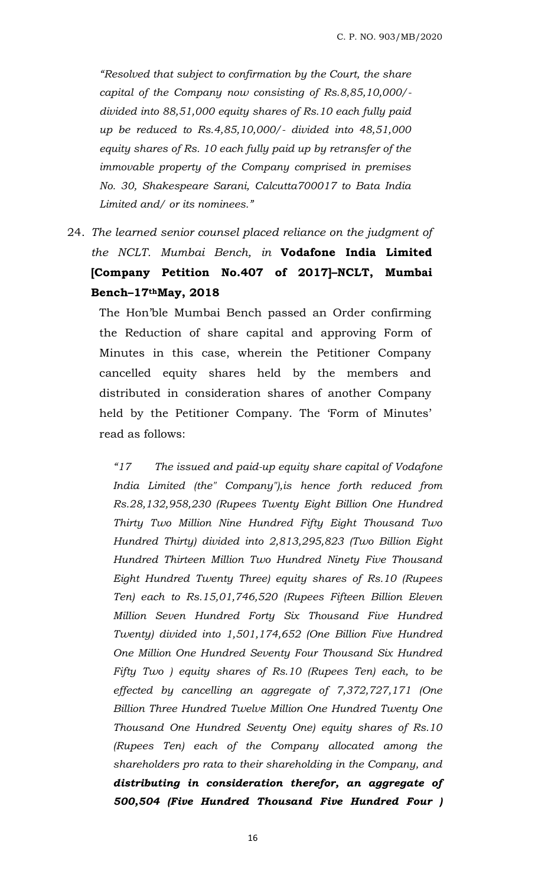*"Resolved that subject to confirmation by the Court, the share capital of the Company now consisting of Rs.8,85,10,000/- divided into 88,51,000 equity shares of Rs.10 each fully paid up be reduced to Rs.4,85,10,000/- divided into 48,51,000 equity shares of Rs. 10 each fully paid up by retransfer of the immovable property of the Company comprised in premises No. 30, Shakespeare Sarani, Calcutta700017 to Bata India Limited and/ or its nominees."*

24. *The learned senior counsel placed reliance on the judgment of the NCLT. Mumbai Bench, in* **Vodafone India Limited [Company Petition No.407 of 2017]–NCLT, Mumbai Bench–17thMay, 2018**

    The Hon'ble Mumbai Bench passed an Order confirming the Reduction of share capital and approving Form of Minutes in this case, wherein the Petitioner Company cancelled equity shares held by the members and distributed in consideration shares of another Company held by the Petitioner Company. The 'Form of Minutes' read as follows:

    *"17 The issued and paid-up equity share capital of Vodafone India Limited (the" Company"),is hence forth reduced from Rs.28,132,958,230 (Rupees Twenty Eight Billion One Hundred Thirty Two Million Nine Hundred Fifty Eight Thousand Two Hundred Thirty) divided into 2,813,295,823 (Two Billion Eight Hundred Thirteen Million Two Hundred Ninety Five Thousand Eight Hundred Twenty Three) equity shares of Rs.10 (Rupees Ten) each to Rs.15,01,746,520 (Rupees Fifteen Billion Eleven Million Seven Hundred Forty Six Thousand Five Hundred Twenty) divided into 1,501,174,652 (One Billion Five Hundred One Million One Hundred Seventy Four Thousand Six Hundred Fifty Two ) equity shares of Rs.10 (Rupees Ten) each, to be effected by cancelling an aggregate of 7,372,727,171 (One Billion Three Hundred Twelve Million One Hundred Twenty One Thousand One Hundred Seventy One) equity shares of Rs.10 (Rupees Ten) each of the Company allocated among the shareholders pro rata to their shareholding in the Company, and* ***distributing in consideration therefor, an aggregate of 500,504 (Five Hundred Thousand Five Hundred Four )***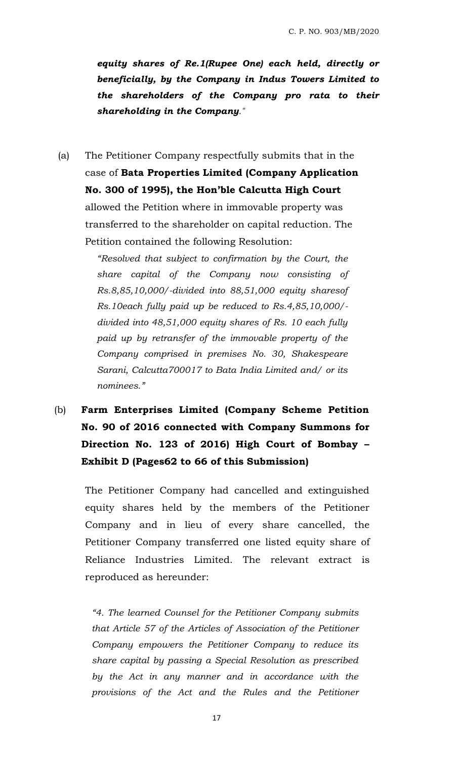***equity shares of Re.1(Rupee One) each held, directly or beneficially, by the Company in Indus Towers Limited to the shareholders of the Company pro rata to their shareholding in the Company**."*

(a) The Petitioner Company respectfully submits that in the case of **Bata Properties Limited (Company Application No. 300 of 1995), the Hon'ble Calcutta High Court** allowed the Petition where in immovable property was transferred to the shareholder on capital reduction. The Petition contained the following Resolution:

*"Resolved that subject to confirmation by the Court, the share capital of the Company now consisting of Rs.8,85,10,000/-divided into 88,51,000 equity sharesof Rs.10each fully paid up be reduced to Rs.4,85,10,000/-divided into 48,51,000 equity shares of Rs. 10 each fully paid up by retransfer of the immovable property of the Company comprised in premises No. 30, Shakespeare Sarani, Calcutta700017 to Bata India Limited and/ or its nominees."*

(b) **Farm Enterprises Limited (Company Scheme Petition No. 90 of 2016 connected with Company Summons for Direction No. 123 of 2016) High Court of Bombay – Exhibit D (Pages62 to 66 of this Submission)**

The Petitioner Company had cancelled and extinguished equity shares held by the members of the Petitioner Company and in lieu of every share cancelled, the Petitioner Company transferred one listed equity share of Reliance Industries Limited. The relevant extract is reproduced as hereunder:

*"4. The learned Counsel for the Petitioner Company submits that Article 57 of the Articles of Association of the Petitioner Company empowers the Petitioner Company to reduce its share capital by passing a Special Resolution as prescribed by the Act in any manner and in accordance with the provisions of the Act and the Rules and the Petitioner*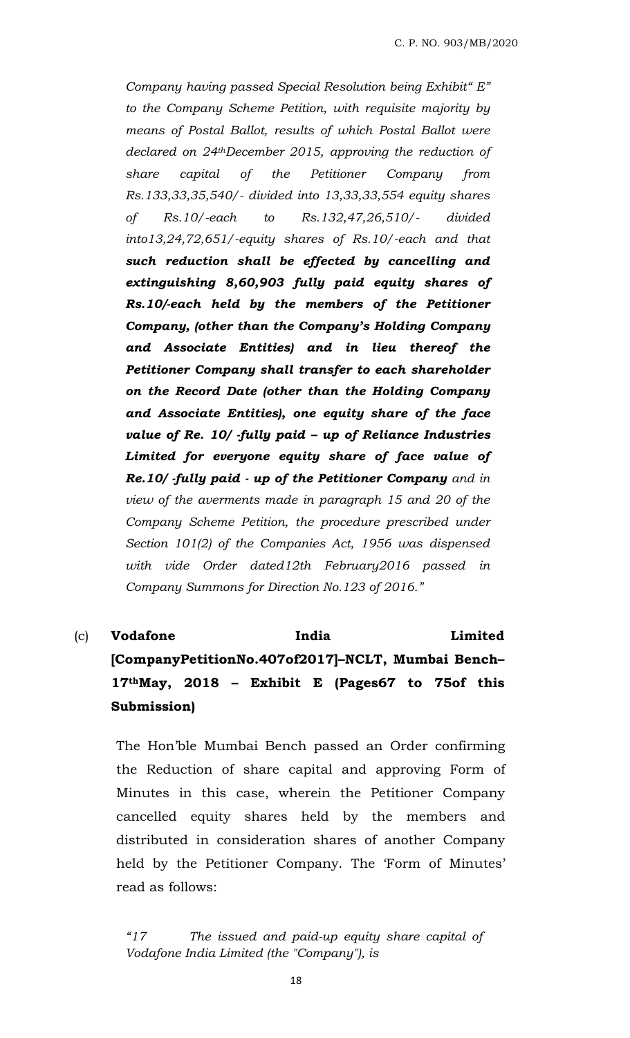*Company having passed Special Resolution being Exhibit" E" to the Company Scheme Petition, with requisite majority by means of Postal Ballot, results of which Postal Ballot were declared on 24thDecember 2015, approving the reduction of share capital of the Petitioner Company from Rs.133,33,35,540/- divided into 13,33,33,554 equity shares of Rs.10/-each to Rs.132,47,26,510/- divided into13,24,72,651/-equity shares of Rs.10/-each and that* ***such reduction shall be effected by cancelling and extinguishing 8,60,903 fully paid equity shares of Rs.10/-each held by the members of the Petitioner Company, (other than the Company's Holding Company and Associate Entities) and in lieu thereof the Petitioner Company shall transfer to each shareholder on the Record Date (other than the Holding Company and Associate Entities), one equity share of the face value of Re. 10/ -fully paid – up of Reliance Industries Limited for everyone equity share of face value of Re.10/ -fully paid - up of the Petitioner Company*** *and in view of the averments made in paragraph 15 and 20 of the Company Scheme Petition, the procedure prescribed under Section 101(2) of the Companies Act, 1956 was dispensed with vide Order dated12th February2016 passed in Company Summons for Direction No.123 of 2016."*

(c) **Vodafone India Limited [CompanyPetitionNo.407of2017]–NCLT, Mumbai Bench– 17thMay, 2018 – Exhibit E (Pages67 to 75of this Submission)**

The Hon'ble Mumbai Bench passed an Order confirming the Reduction of share capital and approving Form of Minutes in this case, wherein the Petitioner Company cancelled equity shares held by the members and distributed in consideration shares of another Company held by the Petitioner Company. The 'Form of Minutes' read as follows:

*"17 The issued and paid-up equity share capital of Vodafone India Limited (the "Company"), is*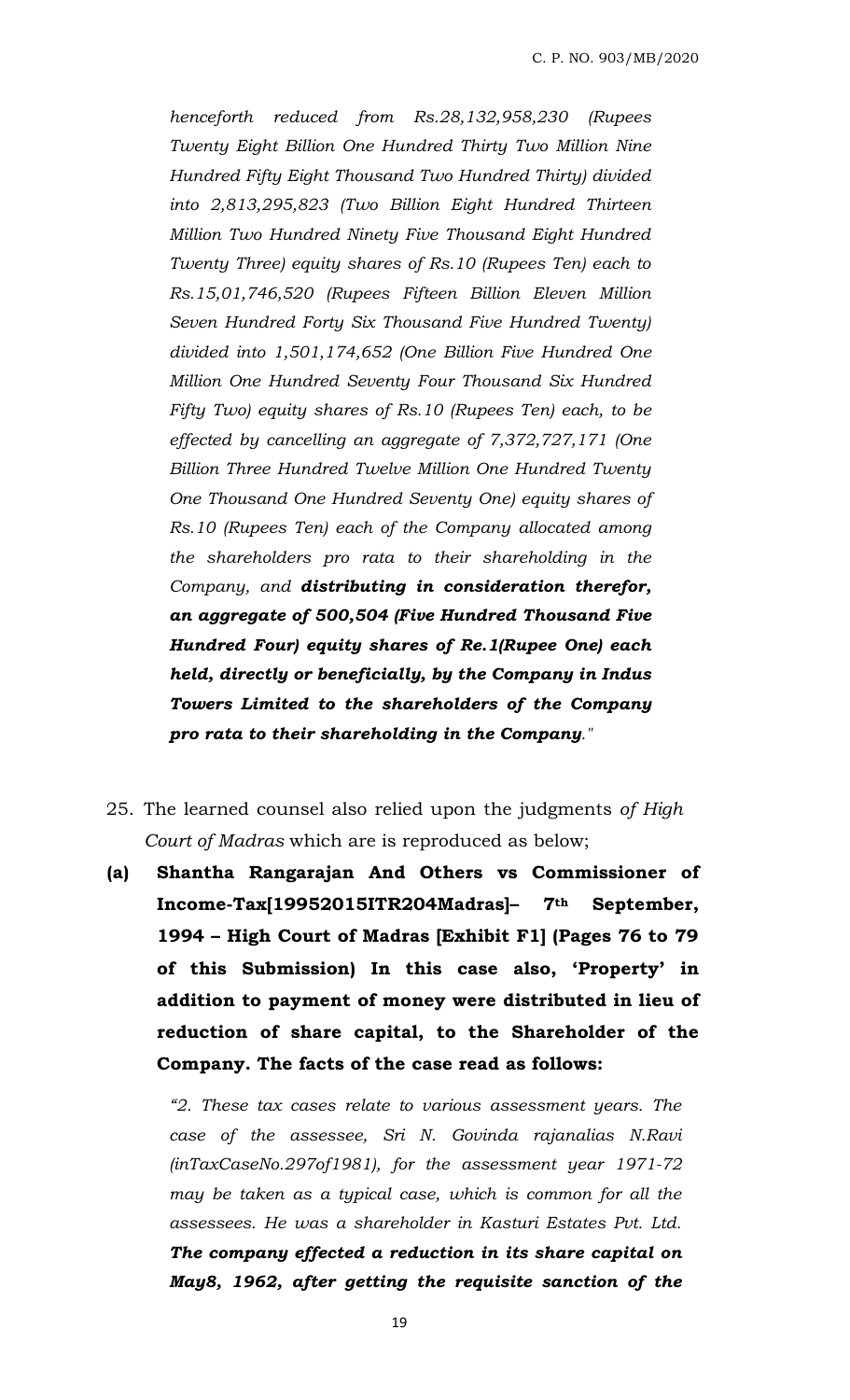*henceforth reduced from Rs.28,132,958,230 (Rupees Twenty Eight Billion One Hundred Thirty Two Million Nine Hundred Fifty Eight Thousand Two Hundred Thirty) divided into 2,813,295,823 (Two Billion Eight Hundred Thirteen Million Two Hundred Ninety Five Thousand Eight Hundred Twenty Three) equity shares of Rs.10 (Rupees Ten) each to Rs.15,01,746,520 (Rupees Fifteen Billion Eleven Million Seven Hundred Forty Six Thousand Five Hundred Twenty) divided into 1,501,174,652 (One Billion Five Hundred One Million One Hundred Seventy Four Thousand Six Hundred Fifty Two) equity shares of Rs.10 (Rupees Ten) each, to be effected by cancelling an aggregate of 7,372,727,171 (One Billion Three Hundred Twelve Million One Hundred Twenty One Thousand One Hundred Seventy One) equity shares of Rs.10 (Rupees Ten) each of the Company allocated among the shareholders pro rata to their shareholding in the Company, and* ***distributing in consideration therefor, an aggregate of 500,504 (Five Hundred Thousand Five Hundred Four) equity shares of Re.1(Rupee One) each held, directly or beneficially, by the Company in Indus Towers Limited to the shareholders of the Company pro rata to their shareholding in the Company****."*

25. The learned counsel also relied upon the judgments *of High Court of Madras* which are is reproduced as below;

**(a) Shantha Rangarajan And Others vs Commissioner of Income-Tax[19952015ITR204Madras]– 7th September, 1994 – High Court of Madras [Exhibit F1] (Pages 76 to 79 of this Submission) In this case also, 'Property' in addition to payment of money were distributed in lieu of reduction of share capital, to the Shareholder of the Company. The facts of the case read as follows:**

*"2. These tax cases relate to various assessment years. The case of the assessee, Sri N. Govinda rajanalias N.Ravi (inTaxCaseNo.297of1981), for the assessment year 1971-72 may be taken as a typical case, which is common for all the assessees. He was a shareholder in Kasturi Estates Pvt. Ltd.* ***The company effected a reduction in its share capital on May8, 1962, after getting the requisite sanction of the***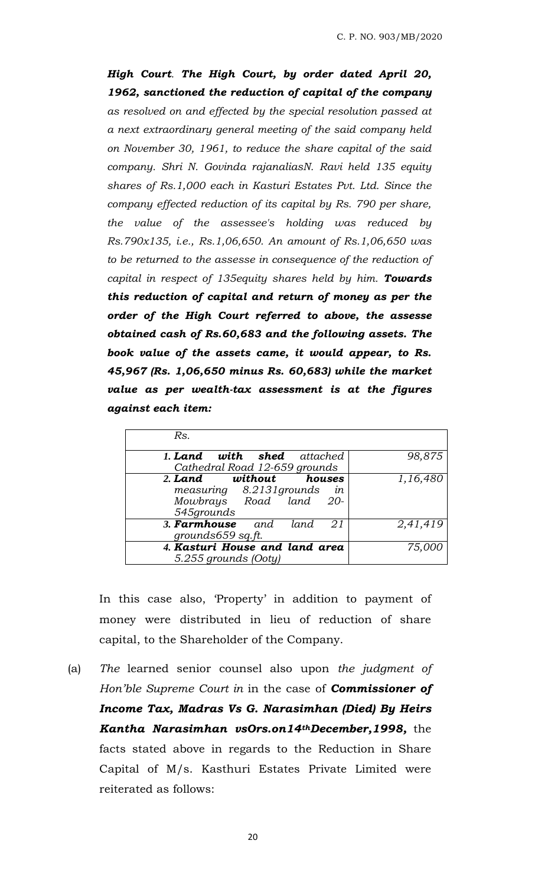***High Court*. *The High Court, by order dated April 20, 1962, sanctioned the reduction of capital of the company*** *as resolved on and effected by the special resolution passed at a next extraordinary general meeting of the said company held on November 30, 1961, to reduce the share capital of the said company. Shri N. Govinda rajanaliasN. Ravi held 135 equity shares of Rs.1,000 each in Kasturi Estates Pvt. Ltd. Since the company effected reduction of its capital by Rs. 790 per share, the value of the assessee's holding was reduced by Rs.790x135, i.e., Rs.1,06,650. An amount of Rs.1,06,650 was to be returned to the assesse in consequence of the reduction of capital in respect of 135equity shares held by him.* ***Towards this reduction of capital and return of money as per the order of the High Court referred to above, the assesse obtained cash of Rs.60,683 and the following assets. The book value of the assets came, it would appear, to Rs. 45,967 (Rs. 1,06,650 minus Rs. 60,683) while the market value as per wealth-tax assessment is at the figures against each item:***

| *Rs.* | |
|---|---|
| *1.* ***Land with shed*** *attached Cathedral Road 12-659 grounds* | *98,875* |
| *2.* ***Land without houses*** *measuring 8.2131grounds in Mowbrays Road land 20-545grounds* | *1,16,480* |
| *3.* ***Farmhouse*** *and land 21 grounds659 sq.ft.* | *2,41,419* |
| *4.* ***Kasturi House and land area*** *5.255 grounds (Ooty)* | *75,000* |

In this case also, 'Property' in addition to payment of money were distributed in lieu of reduction of share capital, to the Shareholder of the Company.

(a) *The* learned senior counsel also upon *the judgment of Hon'ble Supreme Court in* in the case of ***Commissioner of Income Tax, Madras Vs G. Narasimhan (Died) By Heirs Kantha Narasimhan vsOrs.on14thDecember,1998,*** the facts stated above in regards to the Reduction in Share Capital of M/s. Kasthuri Estates Private Limited were reiterated as follows: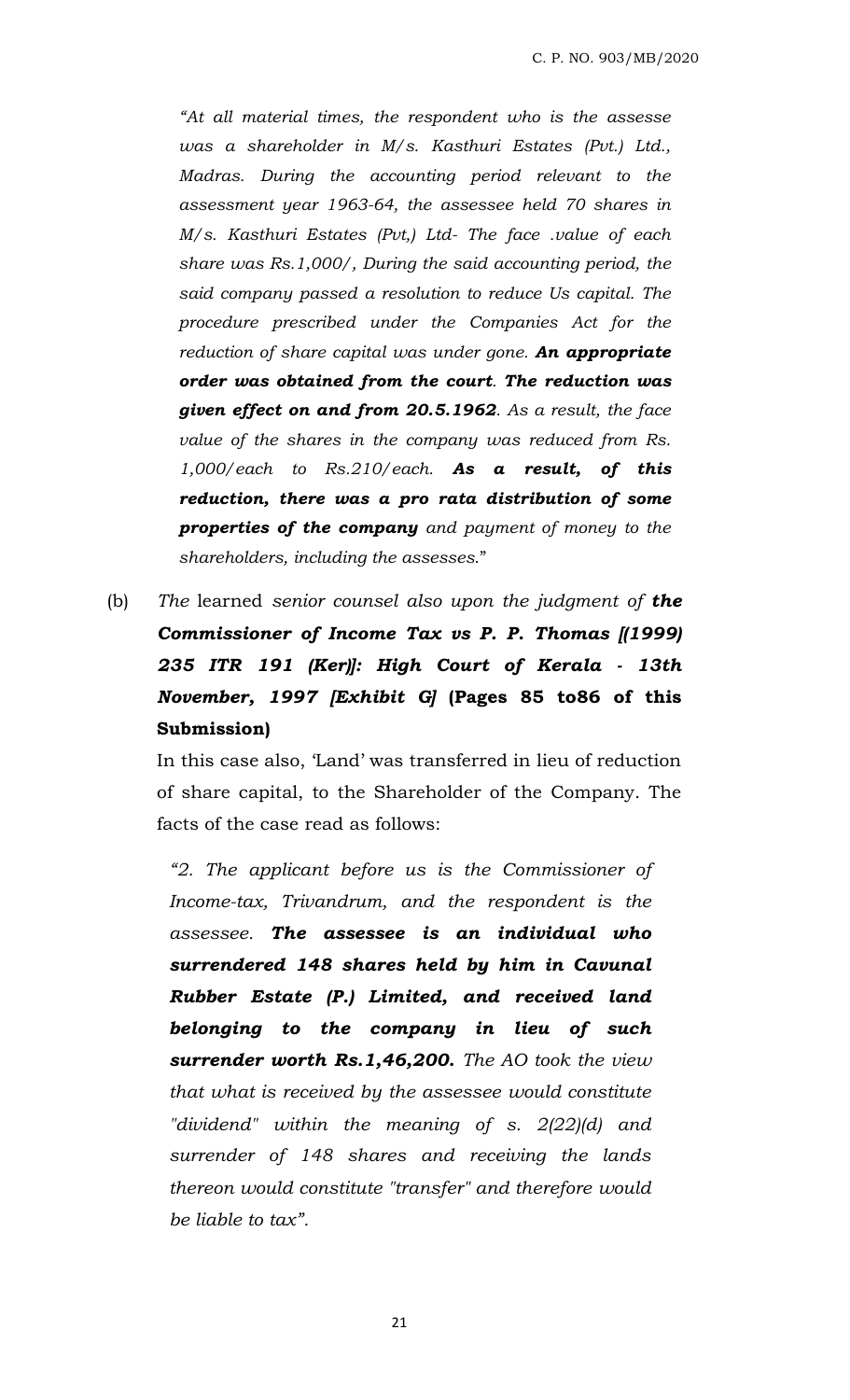*"At all material times, the respondent who is the assesse was a shareholder in M/s. Kasthuri Estates (Pvt.) Ltd., Madras. During the accounting period relevant to the assessment year 1963-64, the assessee held 70 shares in M/s. Kasthuri Estates (Pvt,) Ltd- The face .value of each share was Rs.1,000/, During the said accounting period, the said company passed a resolution to reduce Us capital. The procedure prescribed under the Companies Act for the reduction of share capital was under gone. **An appropriate order was obtained from the court**. **The reduction was given effect on and from 20.5.1962**. As a result, the face value of the shares in the company was reduced from Rs. 1,000/each to Rs.210/each. **As a result, of this reduction, there was a pro rata distribution of some properties of the company** and payment of money to the shareholders, including the assesses.*"

(b) *The* learned *senior counsel also upon the judgment of* ***the Commissioner of Income Tax vs P. P. Thomas [(1999) 235 ITR 191 (Ker)]: High Court of Kerala - 13th November, 1997 [Exhibit G]*** **(Pages 85 to86 of this Submission)**

In this case also, 'Land' was transferred in lieu of reduction of share capital, to the Shareholder of the Company. The facts of the case read as follows:

*"2. The applicant before us is the Commissioner of Income-tax, Trivandrum, and the respondent is the assessee. **The assessee is an individual who surrendered 148 shares held by him in Cavunal Rubber Estate (P.) Limited, and received land belonging to the company in lieu of such surrender worth Rs.1,46,200.** The AO took the view that what is received by the assessee would constitute "dividend" within the meaning of s. 2(22)(d) and surrender of 148 shares and receiving the lands thereon would constitute "transfer" and therefore would be liable to tax".*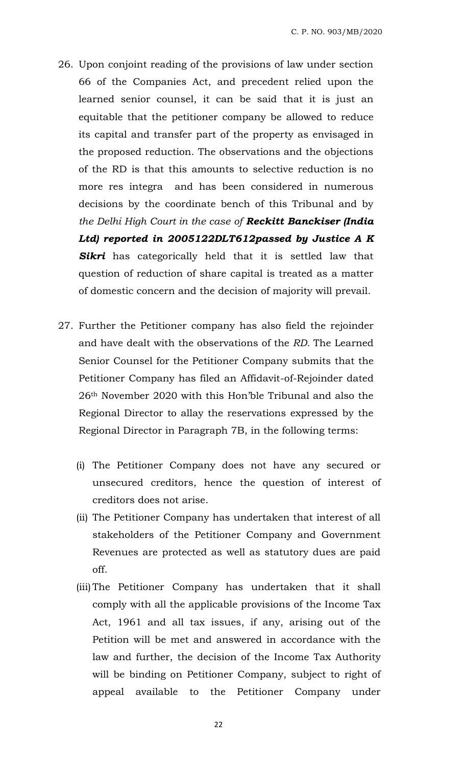26. Upon conjoint reading of the provisions of law under section 66 of the Companies Act, and precedent relied upon the learned senior counsel, it can be said that it is just an equitable that the petitioner company be allowed to reduce its capital and transfer part of the property as envisaged in the proposed reduction. The observations and the objections of the RD is that this amounts to selective reduction is no more res integra and has been considered in numerous decisions by the coordinate bench of this Tribunal and by *the Delhi High Court in the case of* ***Reckitt Banckiser (India Ltd) reported in 2005122DLT612passed by Justice A K Sikri*** has categorically held that it is settled law that question of reduction of share capital is treated as a matter of domestic concern and the decision of majority will prevail.

27. Further the Petitioner company has also field the rejoinder and have dealt with the observations of the *RD.* The Learned Senior Counsel for the Petitioner Company submits that the Petitioner Company has filed an Affidavit-of-Rejoinder dated 26th November 2020 with this Hon'ble Tribunal and also the Regional Director to allay the reservations expressed by the Regional Director in Paragraph 7B, in the following terms:

    (i) The Petitioner Company does not have any secured or unsecured creditors, hence the question of interest of creditors does not arise.
    (ii) The Petitioner Company has undertaken that interest of all stakeholders of the Petitioner Company and Government Revenues are protected as well as statutory dues are paid off.
    (iii) The Petitioner Company has undertaken that it shall comply with all the applicable provisions of the Income Tax Act, 1961 and all tax issues, if any, arising out of the Petition will be met and answered in accordance with the law and further, the decision of the Income Tax Authority will be binding on Petitioner Company, subject to right of appeal available to the Petitioner Company under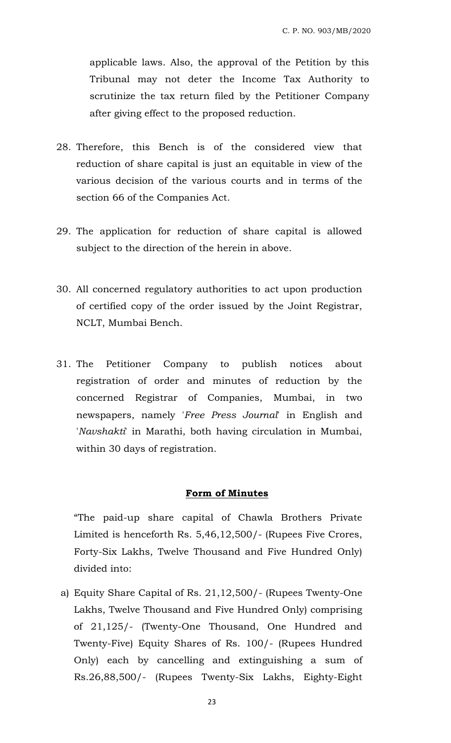applicable laws. Also, the approval of the Petition by this Tribunal may not deter the Income Tax Authority to scrutinize the tax return filed by the Petitioner Company after giving effect to the proposed reduction.

28. Therefore, this Bench is of the considered view that reduction of share capital is just an equitable in view of the various decision of the various courts and in terms of the section 66 of the Companies Act.

29. The application for reduction of share capital is allowed subject to the direction of the herein in above.

30. All concerned regulatory authorities to act upon production of certified copy of the order issued by the Joint Registrar, NCLT, Mumbai Bench.

31. The Petitioner Company to publish notices about registration of order and minutes of reduction by the concerned Registrar of Companies, Mumbai, in two newspapers, namely '*Free Press Journal*' in English and '*Navshakti*' in Marathi, both having circulation in Mumbai, within 30 days of registration.

**Form of Minutes**

"The paid-up share capital of Chawla Brothers Private Limited is henceforth Rs. 5,46,12,500/- (Rupees Five Crores, Forty-Six Lakhs, Twelve Thousand and Five Hundred Only) divided into:

a) Equity Share Capital of Rs. 21,12,500/- (Rupees Twenty-One Lakhs, Twelve Thousand and Five Hundred Only) comprising of 21,125/- (Twenty-One Thousand, One Hundred and Twenty-Five) Equity Shares of Rs. 100/- (Rupees Hundred Only) each by cancelling and extinguishing a sum of Rs.26,88,500/- (Rupees Twenty-Six Lakhs, Eighty-Eight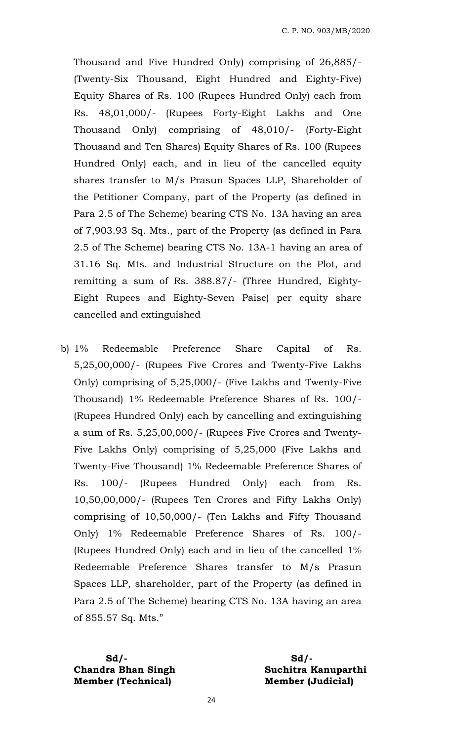Thousand and Five Hundred Only) comprising of 26,885/- (Twenty-Six Thousand, Eight Hundred and Eighty-Five) Equity Shares of Rs. 100 (Rupees Hundred Only) each from Rs. 48,01,000/- (Rupees Forty-Eight Lakhs and One Thousand Only) comprising of 48,010/- (Forty-Eight Thousand and Ten Shares) Equity Shares of Rs. 100 (Rupees Hundred Only) each, and in lieu of the cancelled equity shares transfer to M/s Prasun Spaces LLP, Shareholder of the Petitioner Company, part of the Property (as defined in Para 2.5 of The Scheme) bearing CTS No. 13A having an area of 7,903.93 Sq. Mts., part of the Property (as defined in Para 2.5 of The Scheme) bearing CTS No. 13A-1 having an area of 31.16 Sq. Mts. and Industrial Structure on the Plot, and remitting a sum of Rs. 388.87/- (Three Hundred, Eighty-Eight Rupees and Eighty-Seven Paise) per equity share cancelled and extinguished

b) 1% Redeemable Preference Share Capital of Rs. 5,25,00,000/- (Rupees Five Crores and Twenty-Five Lakhs Only) comprising of 5,25,000/- (Five Lakhs and Twenty-Five Thousand) 1% Redeemable Preference Shares of Rs. 100/- (Rupees Hundred Only) each by cancelling and extinguishing a sum of Rs. 5,25,00,000/- (Rupees Five Crores and Twenty-Five Lakhs Only) comprising of 5,25,000 (Five Lakhs and Twenty-Five Thousand) 1% Redeemable Preference Shares of Rs. 100/- (Rupees Hundred Only) each from Rs. 10,50,00,000/- (Rupees Ten Crores and Fifty Lakhs Only) comprising of 10,50,000/- (Ten Lakhs and Fifty Thousand Only) 1% Redeemable Preference Shares of Rs. 100/- (Rupees Hundred Only) each and in lieu of the cancelled 1% Redeemable Preference Shares transfer to M/s Prasun Spaces LLP, shareholder, part of the Property (as defined in Para 2.5 of The Scheme) bearing CTS No. 13A having an area of 855.57 Sq. Mts."

| | |
|---|---|
| **Sd/-** | **Sd/-** |
| **Chandra Bhan Singh** | **Suchitra Kanuparthi** |
| **Member (Technical)** | **Member (Judicial)** |